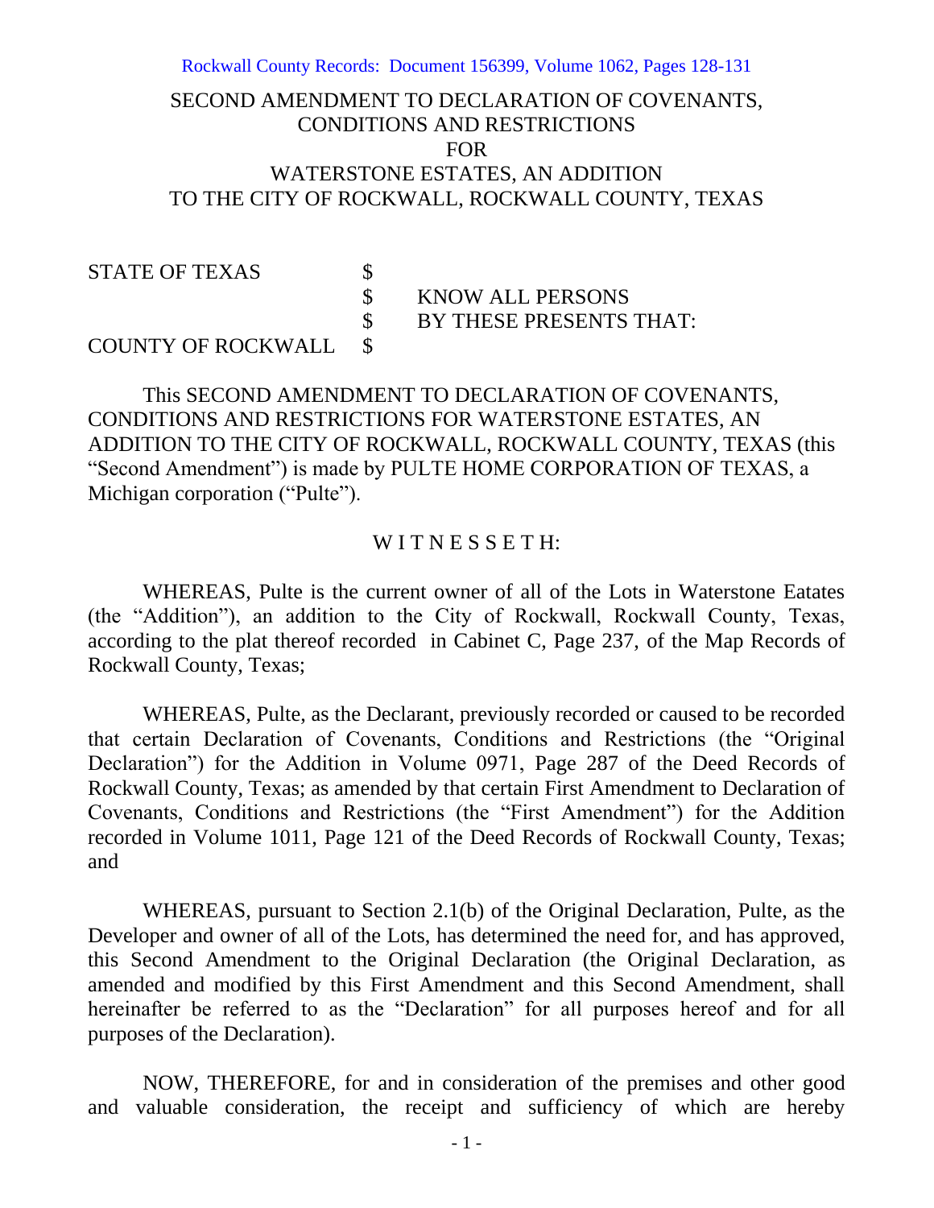Rockwall County Records: Document 156399, Volume 1062, Pages 128-131

# SECOND AMENDMENT TO DECLARATION OF COVENANTS, CONDITIONS AND RESTRICTIONS FOR WATERSTONE ESTATES, AN ADDITION TO THE CITY OF ROCKWALL, ROCKWALL COUNTY, TEXAS

| | | |
|---|---|---|
| STATE OF TEXAS | $ | |
| | $ | KNOW ALL PERSONS |
| | $ | BY THESE PRESENTS THAT: |
| COUNTY OF ROCKWALL | $ | |

This SECOND AMENDMENT TO DECLARATION OF COVENANTS, CONDITIONS AND RESTRICTIONS FOR WATERSTONE ESTATES, AN ADDITION TO THE CITY OF ROCKWALL, ROCKWALL COUNTY, TEXAS (this "Second Amendment") is made by PULTE HOME CORPORATION OF TEXAS, a Michigan corporation ("Pulte").

W I T N E S S E T H:

WHEREAS, Pulte is the current owner of all of the Lots in Waterstone Eatates (the "Addition"), an addition to the City of Rockwall, Rockwall County, Texas, according to the plat thereof recorded in Cabinet C, Page 237, of the Map Records of Rockwall County, Texas;

WHEREAS, Pulte, as the Declarant, previously recorded or caused to be recorded that certain Declaration of Covenants, Conditions and Restrictions (the "Original Declaration") for the Addition in Volume 0971, Page 287 of the Deed Records of Rockwall County, Texas; as amended by that certain First Amendment to Declaration of Covenants, Conditions and Restrictions (the "First Amendment") for the Addition recorded in Volume 1011, Page 121 of the Deed Records of Rockwall County, Texas; and

WHEREAS, pursuant to Section 2.1(b) of the Original Declaration, Pulte, as the Developer and owner of all of the Lots, has determined the need for, and has approved, this Second Amendment to the Original Declaration (the Original Declaration, as amended and modified by this First Amendment and this Second Amendment, shall hereinafter be referred to as the "Declaration" for all purposes hereof and for all purposes of the Declaration).

NOW, THEREFORE, for and in consideration of the premises and other good and valuable consideration, the receipt and sufficiency of which are hereby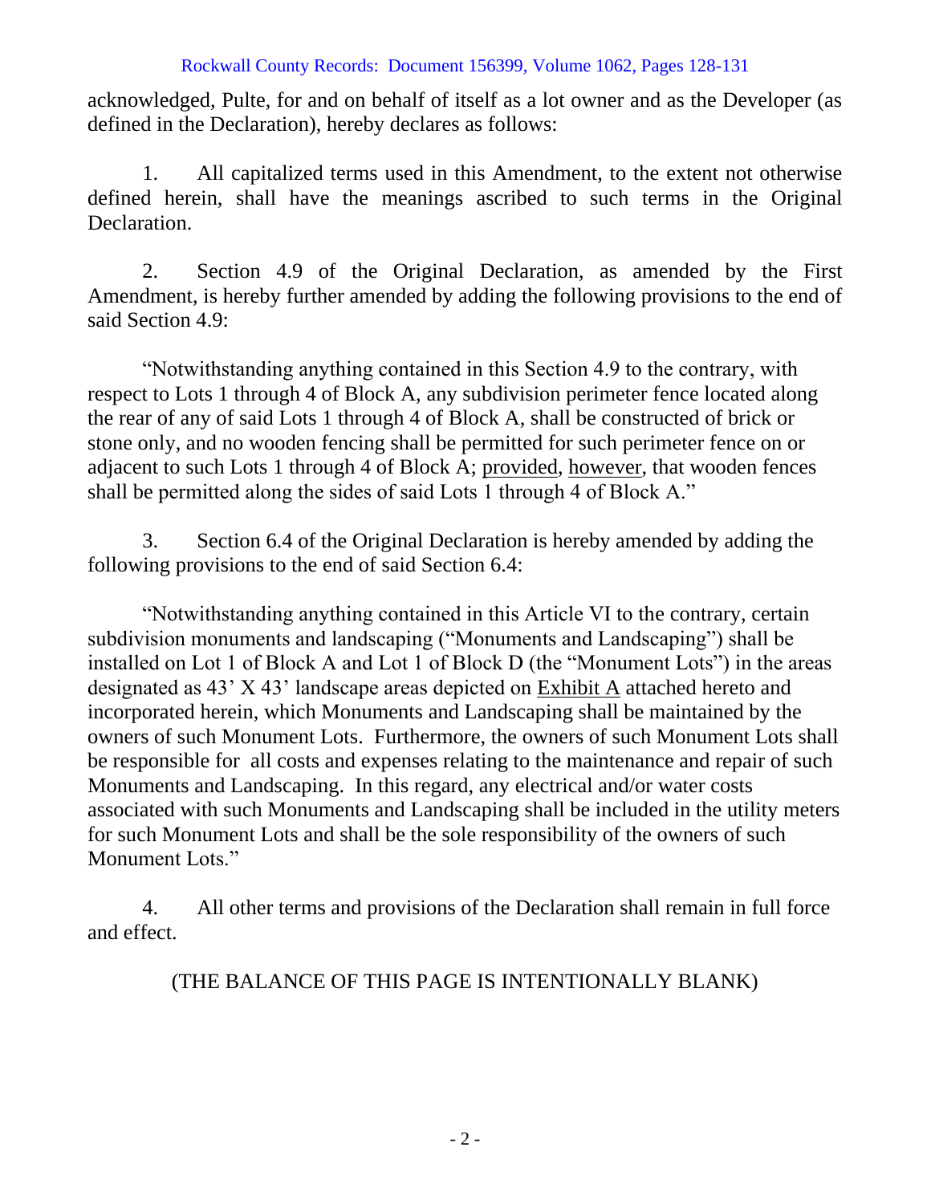acknowledged, Pulte, for and on behalf of itself as a lot owner and as the Developer (as defined in the Declaration), hereby declares as follows:

1. All capitalized terms used in this Amendment, to the extent not otherwise defined herein, shall have the meanings ascribed to such terms in the Original Declaration.

2. Section 4.9 of the Original Declaration, as amended by the First Amendment, is hereby further amended by adding the following provisions to the end of said Section 4.9:

"Notwithstanding anything contained in this Section 4.9 to the contrary, with respect to Lots 1 through 4 of Block A, any subdivision perimeter fence located along the rear of any of said Lots 1 through 4 of Block A, shall be constructed of brick or stone only, and no wooden fencing shall be permitted for such perimeter fence on or adjacent to such Lots 1 through 4 of Block A; provided, however, that wooden fences shall be permitted along the sides of said Lots 1 through 4 of Block A."

3. Section 6.4 of the Original Declaration is hereby amended by adding the following provisions to the end of said Section 6.4:

"Notwithstanding anything contained in this Article VI to the contrary, certain subdivision monuments and landscaping ("Monuments and Landscaping") shall be installed on Lot 1 of Block A and Lot 1 of Block D (the "Monument Lots") in the areas designated as 43' X 43' landscape areas depicted on Exhibit A attached hereto and incorporated herein, which Monuments and Landscaping shall be maintained by the owners of such Monument Lots. Furthermore, the owners of such Monument Lots shall be responsible for all costs and expenses relating to the maintenance and repair of such Monuments and Landscaping. In this regard, any electrical and/or water costs associated with such Monuments and Landscaping shall be included in the utility meters for such Monument Lots and shall be the sole responsibility of the owners of such Monument Lots."

4. All other terms and provisions of the Declaration shall remain in full force and effect.

(THE BALANCE OF THIS PAGE IS INTENTIONALLY BLANK)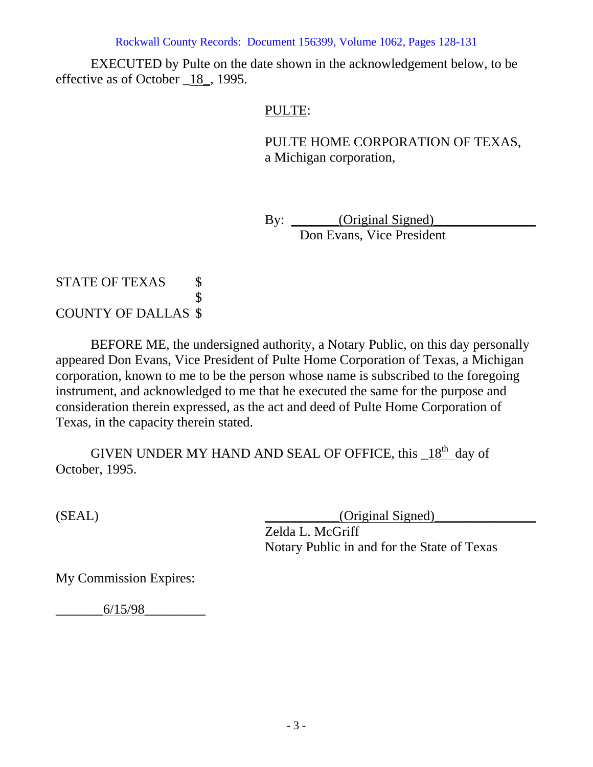EXECUTED by Pulte on the date shown in the acknowledgement below, to be effective as of October _18_, 1995.

PULTE:

PULTE HOME CORPORATION OF TEXAS,
a Michigan corporation,

By: _______(Original Signed)_______________
Don Evans, Vice President

STATE OF TEXAS $
$
COUNTY OF DALLAS $

BEFORE ME, the undersigned authority, a Notary Public, on this day personally appeared Don Evans, Vice President of Pulte Home Corporation of Texas, a Michigan corporation, known to me to be the person whose name is subscribed to the foregoing instrument, and acknowledged to me that he executed the same for the purpose and consideration therein expressed, as the act and deed of Pulte Home Corporation of Texas, in the capacity therein stated.

GIVEN UNDER MY HAND AND SEAL OF OFFICE, this _18th_ day of October, 1995.

(SEAL)

___________(Original Signed)_______________
Zelda L. McGriff
Notary Public in and for the State of Texas

My Commission Expires:

_______6/15/98_________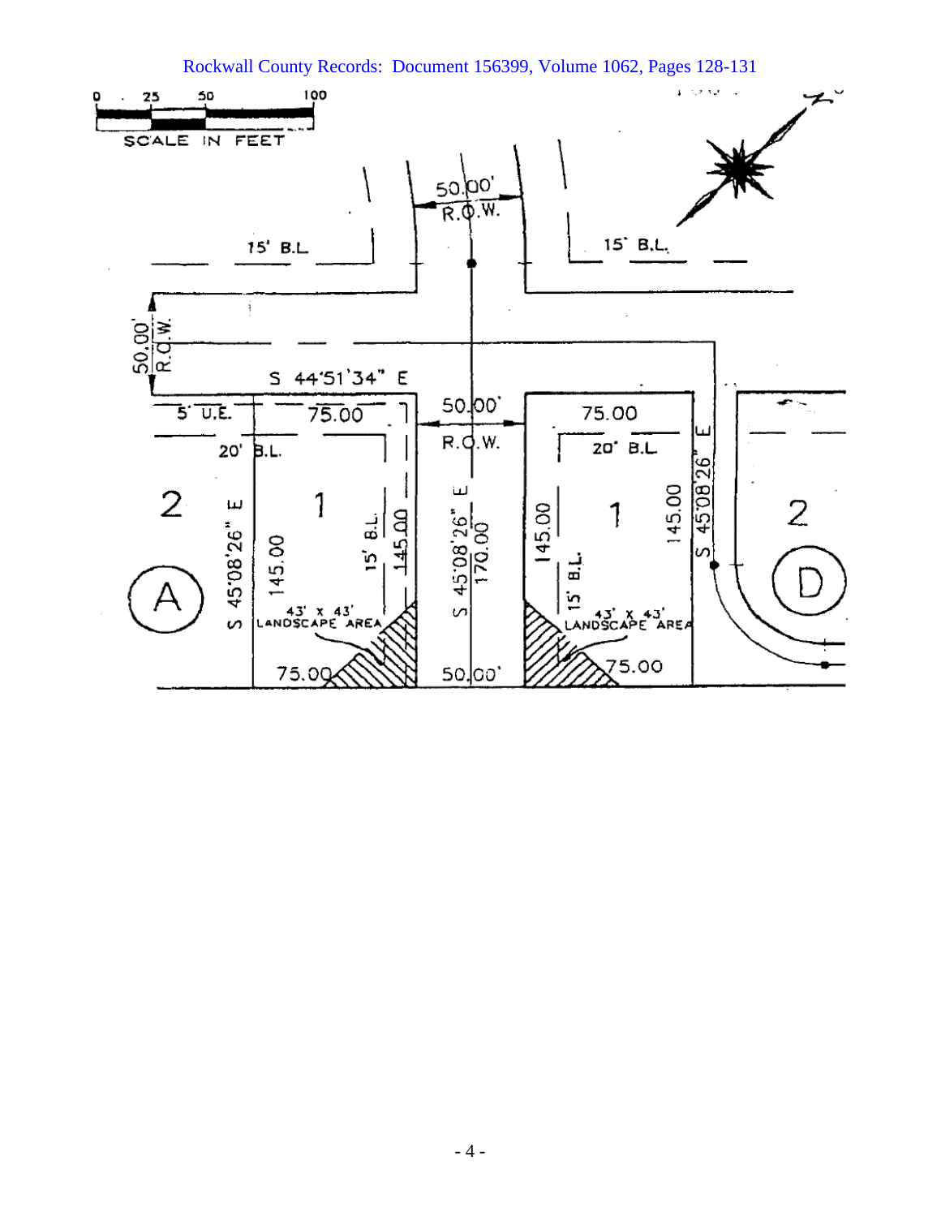0 25 50 100

SCALE IN FEET

50.00' R.O.W.

15' B.L.

15' B.L.

50.00' R.O.W.

S 44°51'34" E

5' U.E.

75.00

20' B.L.

2

1

A

S 45°08'26" E

145.00

15' B.L.

145.00

43' x 43' LANDSCAPE AREA

75.00

50.00' R.O.W.

S 45°08'26" E

170.00

50.00'

75.00

20' B.L.

1

145.00

15' B.L.

43' x 43' LANDSCAPE AREA

75.00

145.00

S 45°08'26" E

2

D